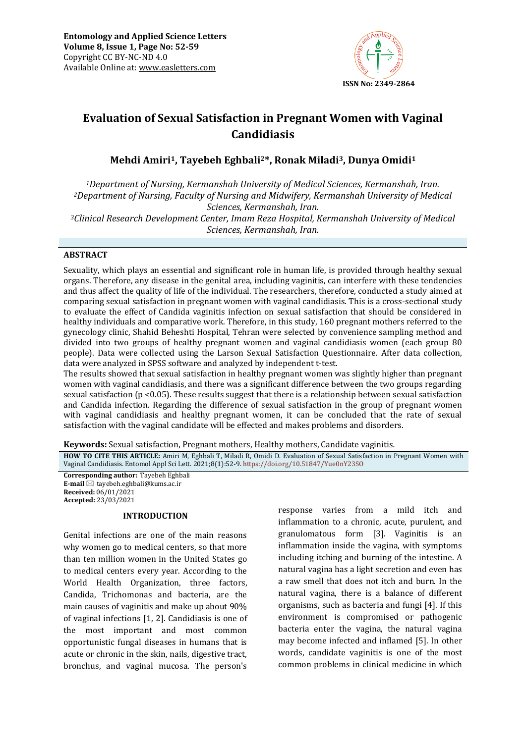# Evaluation of Sexual Satisfaction in Pregnant Women with Vaginal Candidiasis

**Mehdi Amiri[1], Tayebeh Eghbali[2*], Ronak Miladi[3], Dunya Omidi[1]**

*[1]Department of Nursing, Kermanshah University of Medical Sciences, Kermanshah, Iran.*
*[2]Department of Nursing, Faculty of Nursing and Midwifery, Kermanshah University of Medical Sciences, Kermanshah, Iran.*
*[3]Clinical Research Development Center, Imam Reza Hospital, Kermanshah University of Medical Sciences, Kermanshah, Iran.*

## ABSTRACT

Sexuality, which plays an essential and significant role in human life, is provided through healthy sexual organs. Therefore, any disease in the genital area, including vaginitis, can interfere with these tendencies and thus affect the quality of life of the individual. The researchers, therefore, conducted a study aimed at comparing sexual satisfaction in pregnant women with vaginal candidiasis. This is a cross-sectional study to evaluate the effect of Candida vaginitis infection on sexual satisfaction that should be considered in healthy individuals and comparative work. Therefore, in this study, 160 pregnant mothers referred to the gynecology clinic, Shahid Beheshti Hospital, Tehran were selected by convenience sampling method and divided into two groups of healthy pregnant women and vaginal candidiasis women (each group 80 people). Data were collected using the Larson Sexual Satisfaction Questionnaire. After data collection, data were analyzed in SPSS software and analyzed by independent t-test.

The results showed that sexual satisfaction in healthy pregnant women was slightly higher than pregnant women with vaginal candidiasis, and there was a significant difference between the two groups regarding sexual satisfaction ($p < 0.05$). These results suggest that there is a relationship between sexual satisfaction and Candida infection. Regarding the difference of sexual satisfaction in the group of pregnant women with vaginal candidiasis and healthy pregnant women, it can be concluded that the rate of sexual satisfaction with the vaginal candidate will be effected and makes problems and disorders.

**Keywords:** Sexual satisfaction, Pregnant mothers, Healthy mothers, Candidate vaginitis.

**HOW TO CITE THIS ARTICLE:** Amiri M, Eghbali T, Miladi R, Omidi D. Evaluation of Sexual Satisfaction in Pregnant Women with Vaginal Candidiasis. Entomol Appl Sci Lett. 2021;8(1):52-9. https://doi.org/10.51847/Yue0nY23SO

**Corresponding author:** Tayebeh Eghbali
**E-mail** ✉ tayebeh.eghbali@kums.ac.ir
**Received:** 06/01/2021
**Accepted:** 23/03/2021

## INTRODUCTION

Genital infections are one of the main reasons why women go to medical centers, so that more than ten million women in the United States go to medical centers every year. According to the World Health Organization, three factors, Candida, Trichomonas and bacteria, are the main causes of vaginitis and make up about 90% of vaginal infections [1, 2]. Candidiasis is one of the most important and most common opportunistic fungal diseases in humans that is acute or chronic in the skin, nails, digestive tract, bronchus, and vaginal mucosa. The person's response varies from a mild itch and inflammation to a chronic, acute, purulent, and granulomatous form [3]. Vaginitis is an inflammation inside the vagina, with symptoms including itching and burning of the vagina. A natural vagina has a light secretion and even has a raw smell that does not itch and burn. In the natural vagina, there is a balance of different organisms, such as bacteria and fungi [4]. If this environment is compromised or pathogenic bacteria enter the vagina, the natural vagina may become infected and inflamed [5]. In other words, candidate vaginitis is one of the most common problems in clinical medicine in which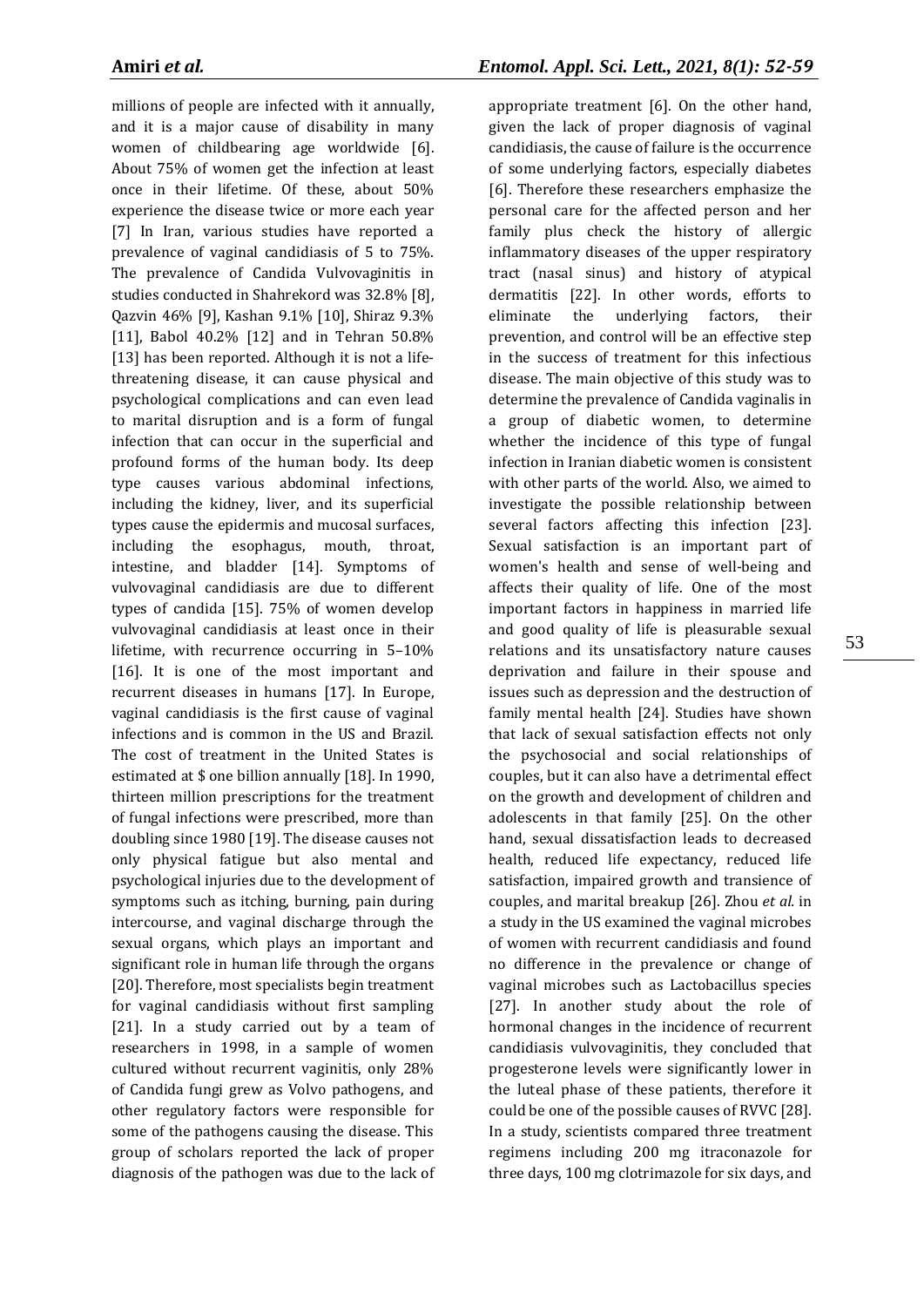millions of people are infected with it annually, and it is a major cause of disability in many women of childbearing age worldwide [6]. About 75% of women get the infection at least once in their lifetime. Of these, about 50% experience the disease twice or more each year [7] In Iran, various studies have reported a prevalence of vaginal candidiasis of 5 to 75%. The prevalence of Candida Vulvovaginitis in studies conducted in Shahrekord was 32.8% [8], Qazvin 46% [9], Kashan 9.1% [10], Shiraz 9.3% [11], Babol 40.2% [12] and in Tehran 50.8% [13] has been reported. Although it is not a life-threatening disease, it can cause physical and psychological complications and can even lead to marital disruption and is a form of fungal infection that can occur in the superficial and profound forms of the human body. Its deep type causes various abdominal infections, including the kidney, liver, and its superficial types cause the epidermis and mucosal surfaces, including the esophagus, mouth, throat, intestine, and bladder [14]. Symptoms of vulvovaginal candidiasis are due to different types of candida [15]. 75% of women develop vulvovaginal candidiasis at least once in their lifetime, with recurrence occurring in 5–10% [16]. It is one of the most important and recurrent diseases in humans [17]. In Europe, vaginal candidiasis is the first cause of vaginal infections and is common in the US and Brazil. The cost of treatment in the United States is estimated at $ one billion annually [18]. In 1990, thirteen million prescriptions for the treatment of fungal infections were prescribed, more than doubling since 1980 [19]. The disease causes not only physical fatigue but also mental and psychological injuries due to the development of symptoms such as itching, burning, pain during intercourse, and vaginal discharge through the sexual organs, which plays an important and significant role in human life through the organs [20]. Therefore, most specialists begin treatment for vaginal candidiasis without first sampling [21]. In a study carried out by a team of researchers in 1998, in a sample of women cultured without recurrent vaginitis, only 28% of Candida fungi grew as Volvo pathogens, and other regulatory factors were responsible for some of the pathogens causing the disease. This group of scholars reported the lack of proper diagnosis of the pathogen was due to the lack of appropriate treatment [6]. On the other hand, given the lack of proper diagnosis of vaginal candidiasis, the cause of failure is the occurrence of some underlying factors, especially diabetes [6]. Therefore these researchers emphasize the personal care for the affected person and her family plus check the history of allergic inflammatory diseases of the upper respiratory tract (nasal sinus) and history of atypical dermatitis [22]. In other words, efforts to eliminate the underlying factors, their prevention, and control will be an effective step in the success of treatment for this infectious disease. The main objective of this study was to determine the prevalence of Candida vaginalis in a group of diabetic women, to determine whether the incidence of this type of fungal infection in Iranian diabetic women is consistent with other parts of the world. Also, we aimed to investigate the possible relationship between several factors affecting this infection [23]. Sexual satisfaction is an important part of women's health and sense of well-being and affects their quality of life. One of the most important factors in happiness in married life and good quality of life is pleasurable sexual relations and its unsatisfactory nature causes deprivation and failure in their spouse and issues such as depression and the destruction of family mental health [24]. Studies have shown that lack of sexual satisfaction effects not only the psychosocial and social relationships of couples, but it can also have a detrimental effect on the growth and development of children and adolescents in that family [25]. On the other hand, sexual dissatisfaction leads to decreased health, reduced life expectancy, reduced life satisfaction, impaired growth and transience of couples, and marital breakup [26]. Zhou *et al.* in a study in the US examined the vaginal microbes of women with recurrent candidiasis and found no difference in the prevalence or change of vaginal microbes such as Lactobacillus species [27]. In another study about the role of hormonal changes in the incidence of recurrent candidiasis vulvovaginitis, they concluded that progesterone levels were significantly lower in the luteal phase of these patients, therefore it could be one of the possible causes of RVVC [28]. In a study, scientists compared three treatment regimens including 200 mg itraconazole for three days, 100 mg clotrimazole for six days, and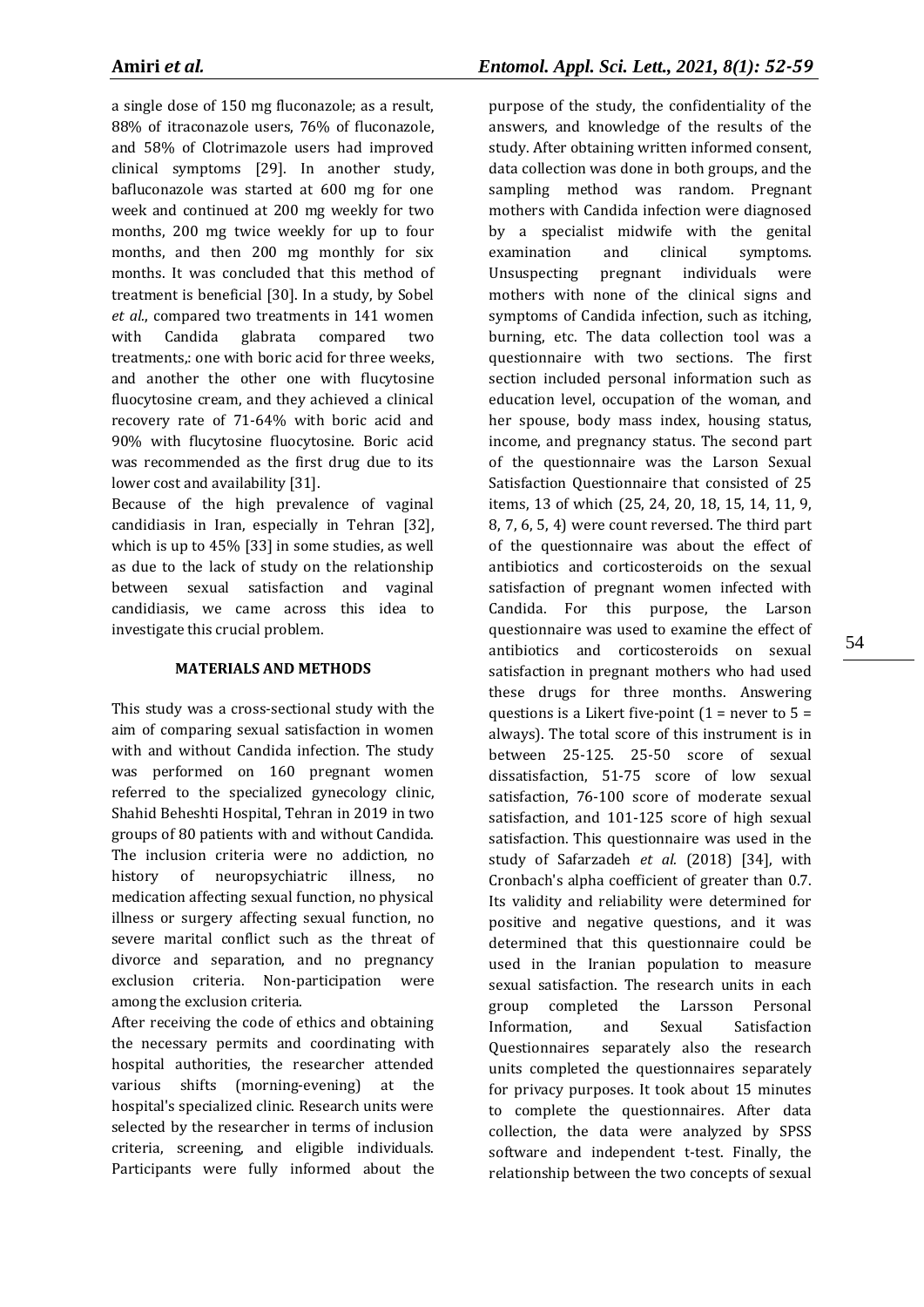a single dose of 150 mg fluconazole; as a result, 88% of itraconazole users, 76% of fluconazole, and 58% of Clotrimazole users had improved clinical symptoms [29]. In another study, bafluconazole was started at 600 mg for one week and continued at 200 mg weekly for two months, 200 mg twice weekly for up to four months, and then 200 mg monthly for six months. It was concluded that this method of treatment is beneficial [30]. In a study, by Sobel *et al.*, compared two treatments in 141 women with Candida glabrata compared two treatments,: one with boric acid for three weeks, and another the other one with flucytosine fluocytosine cream, and they achieved a clinical recovery rate of 71-64% with boric acid and 90% with flucytosine fluocytosine. Boric acid was recommended as the first drug due to its lower cost and availability [31].

Because of the high prevalence of vaginal candidiasis in Iran, especially in Tehran [32], which is up to 45% [33] in some studies, as well as due to the lack of study on the relationship between sexual satisfaction and vaginal candidiasis, we came across this idea to investigate this crucial problem.

## MATERIALS AND METHODS

This study was a cross-sectional study with the aim of comparing sexual satisfaction in women with and without Candida infection. The study was performed on 160 pregnant women referred to the specialized gynecology clinic, Shahid Beheshti Hospital, Tehran in 2019 in two groups of 80 patients with and without Candida. The inclusion criteria were no addiction, no history of neuropsychiatric illness, no medication affecting sexual function, no physical illness or surgery affecting sexual function, no severe marital conflict such as the threat of divorce and separation, and no pregnancy exclusion criteria. Non-participation were among the exclusion criteria.

After receiving the code of ethics and obtaining the necessary permits and coordinating with hospital authorities, the researcher attended various shifts (morning-evening) at the hospital's specialized clinic. Research units were selected by the researcher in terms of inclusion criteria, screening, and eligible individuals. Participants were fully informed about the purpose of the study, the confidentiality of the answers, and knowledge of the results of the study. After obtaining written informed consent, data collection was done in both groups, and the sampling method was random. Pregnant mothers with Candida infection were diagnosed by a specialist midwife with the genital examination and clinical symptoms. Unsuspecting pregnant individuals were mothers with none of the clinical signs and symptoms of Candida infection, such as itching, burning, etc. The data collection tool was a questionnaire with two sections. The first section included personal information such as education level, occupation of the woman, and her spouse, body mass index, housing status, income, and pregnancy status. The second part of the questionnaire was the Larson Sexual Satisfaction Questionnaire that consisted of 25 items, 13 of which (25, 24, 20, 18, 15, 14, 11, 9, 8, 7, 6, 5, 4) were count reversed. The third part of the questionnaire was about the effect of antibiotics and corticosteroids on the sexual satisfaction of pregnant women infected with Candida. For this purpose, the Larson questionnaire was used to examine the effect of antibiotics and corticosteroids on sexual satisfaction in pregnant mothers who had used these drugs for three months. Answering questions is a Likert five-point (1 = never to 5 = always). The total score of this instrument is in between 25-125. 25-50 score of sexual dissatisfaction, 51-75 score of low sexual satisfaction, 76-100 score of moderate sexual satisfaction, and 101-125 score of high sexual satisfaction. This questionnaire was used in the study of Safarzadeh *et al.* (2018) [34], with Cronbach's alpha coefficient of greater than 0.7. Its validity and reliability were determined for positive and negative questions, and it was determined that this questionnaire could be used in the Iranian population to measure sexual satisfaction. The research units in each group completed the Larsson Personal Information, and Sexual Satisfaction Questionnaires separately also the research units completed the questionnaires separately for privacy purposes. It took about 15 minutes to complete the questionnaires. After data collection, the data were analyzed by SPSS software and independent t-test. Finally, the relationship between the two concepts of sexual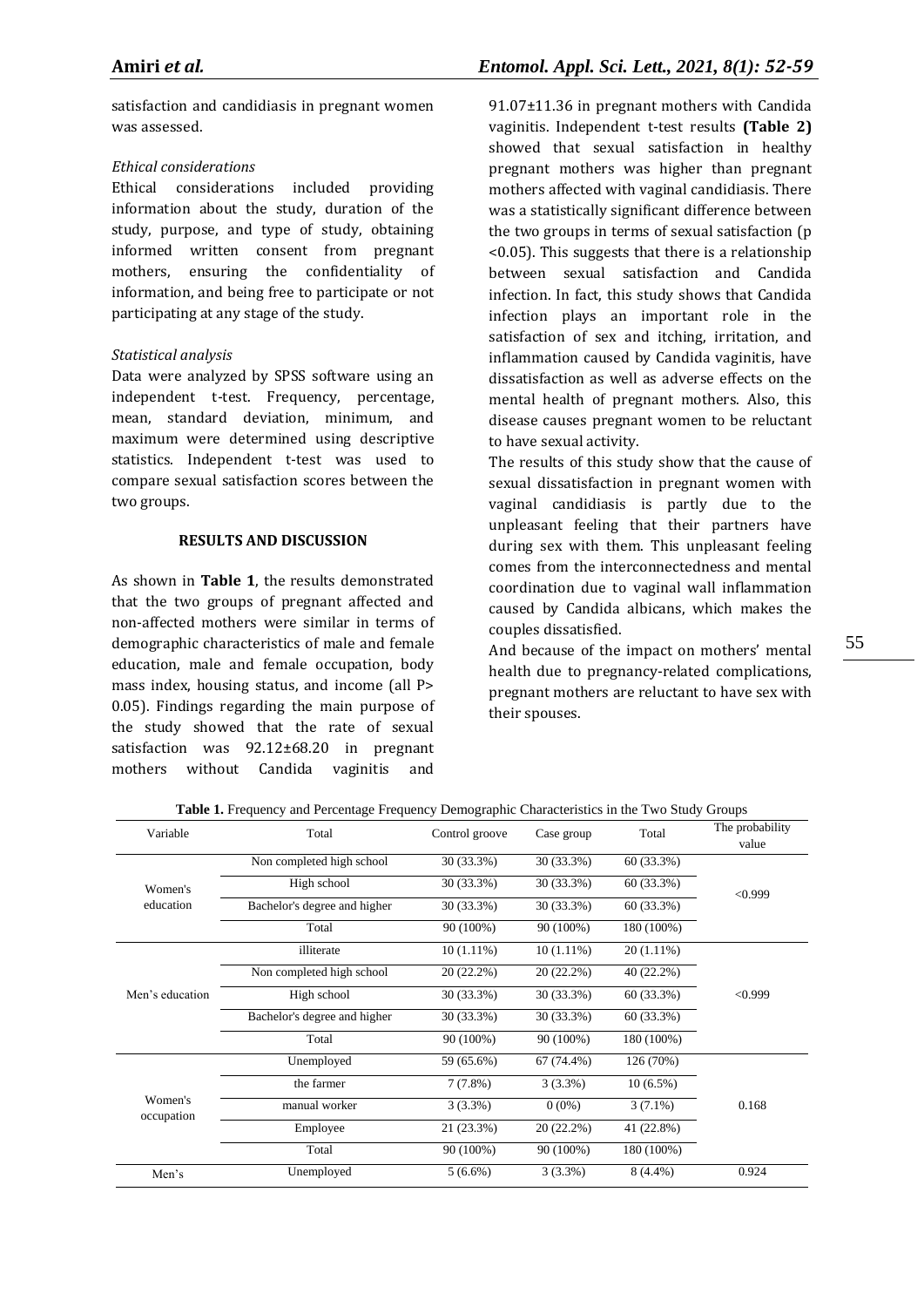satisfaction and candidiasis in pregnant women was assessed.

*Ethical considerations*

Ethical considerations included providing information about the study, duration of the study, purpose, and type of study, obtaining informed written consent from pregnant mothers, ensuring the confidentiality of information, and being free to participate or not participating at any stage of the study.

*Statistical analysis*

Data were analyzed by SPSS software using an independent t-test. Frequency, percentage, mean, standard deviation, minimum, and maximum were determined using descriptive statistics. Independent t-test was used to compare sexual satisfaction scores between the two groups.

## RESULTS AND DISCUSSION

As shown in **Table 1**, the results demonstrated that the two groups of pregnant affected and non-affected mothers were similar in terms of demographic characteristics of male and female education, male and female occupation, body mass index, housing status, and income (all P> 0.05). Findings regarding the main purpose of the study showed that the rate of sexual satisfaction was 92.12±68.20 in pregnant mothers without Candida vaginitis and 91.07±11.36 in pregnant mothers with Candida vaginitis. Independent t-test results **(Table 2)** showed that sexual satisfaction in healthy pregnant mothers was higher than pregnant mothers affected with vaginal candidiasis. There was a statistically significant difference between the two groups in terms of sexual satisfaction (p <0.05). This suggests that there is a relationship between sexual satisfaction and Candida infection. In fact, this study shows that Candida infection plays an important role in the satisfaction of sex and itching, irritation, and inflammation caused by Candida vaginitis, have dissatisfaction as well as adverse effects on the mental health of pregnant mothers. Also, this disease causes pregnant women to be reluctant to have sexual activity.

The results of this study show that the cause of sexual dissatisfaction in pregnant women with vaginal candidiasis is partly due to the unpleasant feeling that their partners have during sex with them. This unpleasant feeling comes from the interconnectedness and mental coordination due to vaginal wall inflammation caused by Candida albicans, which makes the couples dissatisfied.

And because of the impact on mothers' mental health due to pregnancy-related complications, pregnant mothers are reluctant to have sex with their spouses.

**Table 1.** Frequency and Percentage Frequency Demographic Characteristics in the Two Study Groups

| Variable | Total | Control groove | Case group | Total | The probability value |
|---|---|---|---|---|---|
| Women's education | Non completed high school | 30 (33.3%) | 30 (33.3%) | 60 (33.3%) | <0.999 |
| | High school | 30 (33.3%) | 30 (33.3%) | 60 (33.3%) | |
| | Bachelor's degree and higher | 30 (33.3%) | 30 (33.3%) | 60 (33.3%) | |
| | Total | 90 (100%) | 90 (100%) | 180 (100%) | |
| Men's education | illiterate | 10 (1.11%) | 10 (1.11%) | 20 (1.11%) | <0.999 |
| | Non completed high school | 20 (22.2%) | 20 (22.2%) | 40 (22.2%) | |
| | High school | 30 (33.3%) | 30 (33.3%) | 60 (33.3%) | |
| | Bachelor's degree and higher | 30 (33.3%) | 30 (33.3%) | 60 (33.3%) | |
| | Total | 90 (100%) | 90 (100%) | 180 (100%) | |
| Women's occupation | Unemployed | 59 (65.6%) | 67 (74.4%) | 126 (70%) | 0.168 |
| | the farmer | 7 (7.8%) | 3 (3.3%) | 10 (6.5%) | |
| | manual worker | 3 (3.3%) | 0 (0%) | 3 (7.1%) | |
| | Employee | 21 (23.3%) | 20 (22.2%) | 41 (22.8%) | |
| | Total | 90 (100%) | 90 (100%) | 180 (100%) | |
| Men's | Unemployed | 5 (6.6%) | 3 (3.3%) | 8 (4.4%) | 0.924 |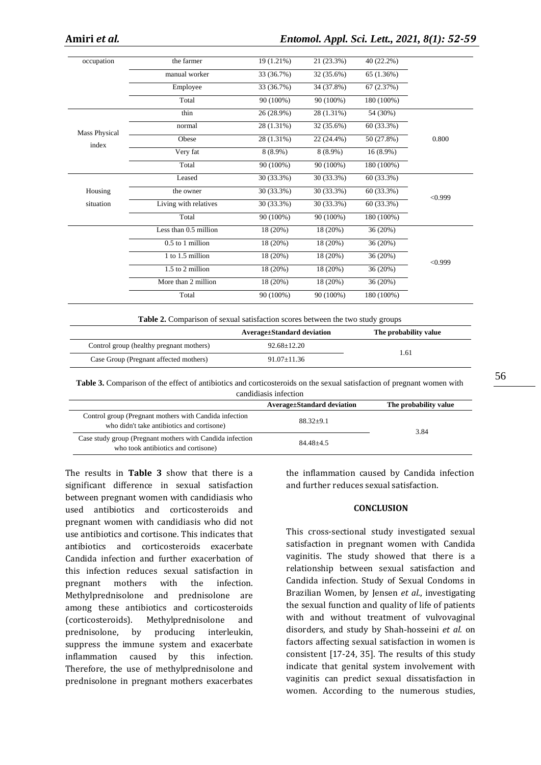| | | | | | |
|---|---|---|---|---|---|
| occupation | the farmer | 19 (1.21%) | 21 (23.3%) | 40 (22.2%) | |
| | manual worker | 33 (36.7%) | 32 (35.6%) | 65 (1.36%) | |
| | Employee | 33 (36.7%) | 34 (37.8%) | 67 (2.37%) | |
| | Total | 90 (100%) | 90 (100%) | 180 (100%) | |
| Mass Physical index | thin | 26 (28.9%) | 28 (1.31%) | 54 (30%) | 0.800 |
| | normal | 28 (1.31%) | 32 (35.6%) | 60 (33.3%) | |
| | Obese | 28 (1.31%) | 22 (24.4%) | 50 (27.8%) | |
| | Very fat | 8 (8.9%) | 8 (8.9%) | 16 (8.9%) | |
| | Total | 90 (100%) | 90 (100%) | 180 (100%) | |
| Housing situation | Leased | 30 (33.3%) | 30 (33.3%) | 60 (33.3%) | <0.999 |
| | the owner | 30 (33.3%) | 30 (33.3%) | 60 (33.3%) | |
| | Living with relatives | 30 (33.3%) | 30 (33.3%) | 60 (33.3%) | |
| | Total | 90 (100%) | 90 (100%) | 180 (100%) | |
| | Less than 0.5 million | 18 (20%) | 18 (20%) | 36 (20%) | <0.999 |
| | 0.5 to 1 million | 18 (20%) | 18 (20%) | 36 (20%) | |
| | 1 to 1.5 million | 18 (20%) | 18 (20%) | 36 (20%) | |
| | 1.5 to 2 million | 18 (20%) | 18 (20%) | 36 (20%) | |
| | More than 2 million | 18 (20%) | 18 (20%) | 36 (20%) | |
| | Total | 90 (100%) | 90 (100%) | 180 (100%) | |

**Table 2.** Comparison of sexual satisfaction scores between the two study groups

| | Average±Standard deviation | The probability value |
|---|---|---|
| Control group (healthy pregnant mothers) | 92.68±12.20 | 1.61 |
| Case Group (Pregnant affected mothers) | 91.07±11.36 | |

**Table 3.** Comparison of the effect of antibiotics and corticosteroids on the sexual satisfaction of pregnant women with candidiasis infection

| | Average±Standard deviation | The probability value |
|---|---|---|
| Control group (Pregnant mothers with Candida infection who didn't take antibiotics and cortisone) | 88.32±9.1 | 3.84 |
| Case study group (Pregnant mothers with Candida infection who took antibiotics and cortisone) | 84.48±4.5 | |

The results in **Table 3** show that there is a significant difference in sexual satisfaction between pregnant women with candidiasis who used antibiotics and corticosteroids and pregnant women with candidiasis who did not use antibiotics and cortisone. This indicates that antibiotics and corticosteroids exacerbate Candida infection and further exacerbation of this infection reduces sexual satisfaction in pregnant mothers with the infection. Methylprednisolone and prednisolone are among these antibiotics and corticosteroids (corticosteroids). Methylprednisolone and prednisolone, by producing interleukin, suppress the immune system and exacerbate inflammation caused by this infection. Therefore, the use of methylprednisolone and prednisolone in pregnant mothers exacerbates the inflammation caused by Candida infection and further reduces sexual satisfaction.

## CONCLUSION

This cross-sectional study investigated sexual satisfaction in pregnant women with Candida vaginitis. The study showed that there is a relationship between sexual satisfaction and Candida infection. Study of Sexual Condoms in Brazilian Women, by Jensen *et al.*, investigating the sexual function and quality of life of patients with and without treatment of vulvovaginal disorders, and study by Shah-hosseini *et al.* on factors affecting sexual satisfaction in women is consistent [17-24, 35]. The results of this study indicate that genital system involvement with vaginitis can predict sexual dissatisfaction in women. According to the numerous studies,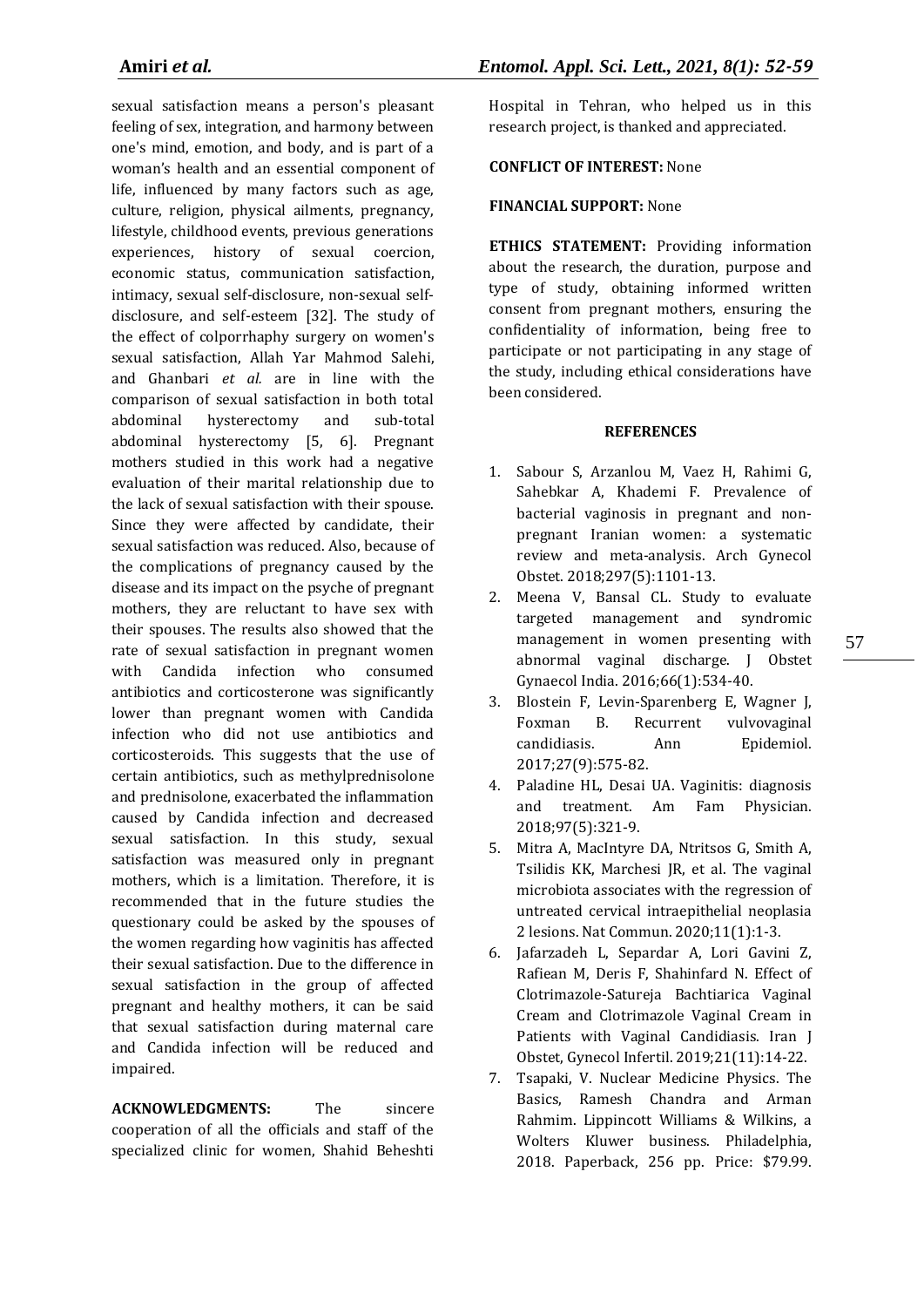sexual satisfaction means a person's pleasant feeling of sex, integration, and harmony between one's mind, emotion, and body, and is part of a woman's health and an essential component of life, influenced by many factors such as age, culture, religion, physical ailments, pregnancy, lifestyle, childhood events, previous generations experiences, history of sexual coercion, economic status, communication satisfaction, intimacy, sexual self-disclosure, non-sexual self-disclosure, and self-esteem [32]. The study of the effect of colporrhaphy surgery on women's sexual satisfaction, Allah Yar Mahmod Salehi, and Ghanbari *et al.* are in line with the comparison of sexual satisfaction in both total abdominal hysterectomy and sub-total abdominal hysterectomy [5, 6]. Pregnant mothers studied in this work had a negative evaluation of their marital relationship due to the lack of sexual satisfaction with their spouse. Since they were affected by candidate, their sexual satisfaction was reduced. Also, because of the complications of pregnancy caused by the disease and its impact on the psyche of pregnant mothers, they are reluctant to have sex with their spouses. The results also showed that the rate of sexual satisfaction in pregnant women with Candida infection who consumed antibiotics and corticosterone was significantly lower than pregnant women with Candida infection who did not use antibiotics and corticosteroids. This suggests that the use of certain antibiotics, such as methylprednisolone and prednisolone, exacerbated the inflammation caused by Candida infection and decreased sexual satisfaction. In this study, sexual satisfaction was measured only in pregnant mothers, which is a limitation. Therefore, it is recommended that in the future studies the questionary could be asked by the spouses of the women regarding how vaginitis has affected their sexual satisfaction. Due to the difference in sexual satisfaction in the group of affected pregnant and healthy mothers, it can be said that sexual satisfaction during maternal care and Candida infection will be reduced and impaired.

**ACKNOWLEDGMENTS:** The sincere cooperation of all the officials and staff of the specialized clinic for women, Shahid Beheshti Hospital in Tehran, who helped us in this research project, is thanked and appreciated.

**CONFLICT OF INTEREST:** None

**FINANCIAL SUPPORT:** None

**ETHICS STATEMENT:** Providing information about the research, the duration, purpose and type of study, obtaining informed written consent from pregnant mothers, ensuring the confidentiality of information, being free to participate or not participating in any stage of the study, including ethical considerations have been considered.

## REFERENCES

1. Sabour S, Arzanlou M, Vaez H, Rahimi G, Sahebkar A, Khademi F. Prevalence of bacterial vaginosis in pregnant and non-pregnant Iranian women: a systematic review and meta-analysis. Arch Gynecol Obstet. 2018;297(5):1101-13.
2. Meena V, Bansal CL. Study to evaluate targeted management and syndromic management in women presenting with abnormal vaginal discharge. J Obstet Gynaecol India. 2016;66(1):534-40.
3. Blostein F, Levin-Sparenberg E, Wagner J, Foxman B. Recurrent vulvovaginal candidiasis. Ann Epidemiol. 2017;27(9):575-82.
4. Paladine HL, Desai UA. Vaginitis: diagnosis and treatment. Am Fam Physician. 2018;97(5):321-9.
5. Mitra A, MacIntyre DA, Ntritsos G, Smith A, Tsilidis KK, Marchesi JR, et al. The vaginal microbiota associates with the regression of untreated cervical intraepithelial neoplasia 2 lesions. Nat Commun. 2020;11(1):1-3.
6. Jafarzadeh L, Separdar A, Lori Gavini Z, Rafiean M, Deris F, Shahinfard N. Effect of Clotrimazole-Satureja Bachtiarica Vaginal Cream and Clotrimazole Vaginal Cream in Patients with Vaginal Candidiasis. Iran J Obstet, Gynecol Infertil. 2019;21(11):14-22.
7. Tsapaki, V. Nuclear Medicine Physics. The Basics, Ramesh Chandra and Arman Rahmim. Lippincott Williams & Wilkins, a Wolters Kluwer business. Philadelphia, 2018. Paperback, 256 pp. Price: $79.99.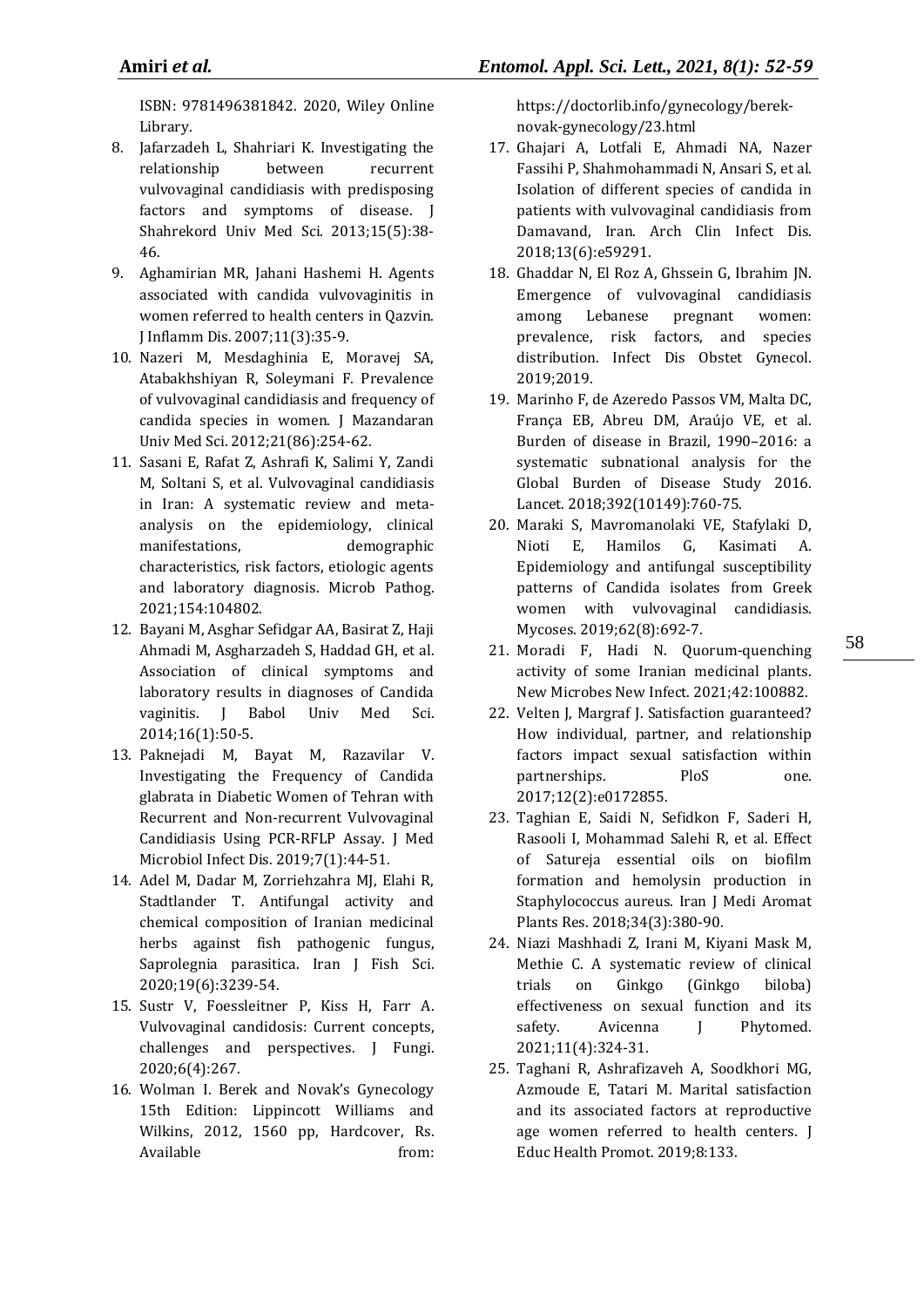ISBN: 9781496381842. 2020, Wiley Online Library.

8. Jafarzadeh L, Shahriari K. Investigating the relationship between recurrent vulvovaginal candidiasis with predisposing factors and symptoms of disease. J Shahrekord Univ Med Sci. 2013;15(5):38-46.
9. Aghamirian MR, Jahani Hashemi H. Agents associated with candida vulvovaginitis in women referred to health centers in Qazvin. J Inflamm Dis. 2007;11(3):35-9.
10. Nazeri M, Mesdaghinia E, Moravej SA, Atabakhshiyan R, Soleymani F. Prevalence of vulvovaginal candidiasis and frequency of candida species in women. J Mazandaran Univ Med Sci. 2012;21(86):254-62.
11. Sasani E, Rafat Z, Ashrafi K, Salimi Y, Zandi M, Soltani S, et al. Vulvovaginal candidiasis in Iran: A systematic review and meta-analysis on the epidemiology, clinical manifestations, demographic characteristics, risk factors, etiologic agents and laboratory diagnosis. Microb Pathog. 2021;154:104802.
12. Bayani M, Asghar Sefidgar AA, Basirat Z, Haji Ahmadi M, Asgharzadeh S, Haddad GH, et al. Association of clinical symptoms and laboratory results in diagnoses of Candida vaginitis. J Babol Univ Med Sci. 2014;16(1):50-5.
13. Paknejadi M, Bayat M, Razavilar V. Investigating the Frequency of Candida glabrata in Diabetic Women of Tehran with Recurrent and Non-recurrent Vulvovaginal Candidiasis Using PCR-RFLP Assay. J Med Microbiol Infect Dis. 2019;7(1):44-51.
14. Adel M, Dadar M, Zorriehzahra MJ, Elahi R, Stadtlander T. Antifungal activity and chemical composition of Iranian medicinal herbs against fish pathogenic fungus, Saprolegnia parasitica. Iran J Fish Sci. 2020;19(6):3239-54.
15. Sustr V, Foessleitner P, Kiss H, Farr A. Vulvovaginal candidosis: Current concepts, challenges and perspectives. J Fungi. 2020;6(4):267.
16. Wolman I. Berek and Novak's Gynecology 15th Edition: Lippincott Williams and Wilkins, 2012, 1560 pp, Hardcover, Rs. Available from: https://doctorlib.info/gynecology/berek-novak-gynecology/23.html
17. Ghajari A, Lotfali E, Ahmadi NA, Nazer Fassihi P, Shahmohammadi N, Ansari S, et al. Isolation of different species of candida in patients with vulvovaginal candidiasis from Damavand, Iran. Arch Clin Infect Dis. 2018;13(6):e59291.
18. Ghaddar N, El Roz A, Ghssein G, Ibrahim JN. Emergence of vulvovaginal candidiasis among Lebanese pregnant women: prevalence, risk factors, and species distribution. Infect Dis Obstet Gynecol. 2019;2019.
19. Marinho F, de Azeredo Passos VM, Malta DC, França EB, Abreu DM, Araújo VE, et al. Burden of disease in Brazil, 1990–2016: a systematic subnational analysis for the Global Burden of Disease Study 2016. Lancet. 2018;392(10149):760-75.
20. Maraki S, Mavromanolaki VE, Stafylaki D, Nioti E, Hamilos G, Kasimati A. Epidemiology and antifungal susceptibility patterns of Candida isolates from Greek women with vulvovaginal candidiasis. Mycoses. 2019;62(8):692-7.
21. Moradi F, Hadi N. Quorum-quenching activity of some Iranian medicinal plants. New Microbes New Infect. 2021;42:100882.
22. Velten J, Margraf J. Satisfaction guaranteed? How individual, partner, and relationship factors impact sexual satisfaction within partnerships. PloS one. 2017;12(2):e0172855.
23. Taghian E, Saidi N, Sefidkon F, Saderi H, Rasooli I, Mohammad Salehi R, et al. Effect of Satureja essential oils on biofilm formation and hemolysin production in Staphylococcus aureus. Iran J Medi Aromat Plants Res. 2018;34(3):380-90.
24. Niazi Mashhadi Z, Irani M, Kiyani Mask M, Methie C. A systematic review of clinical trials on Ginkgo (Ginkgo biloba) effectiveness on sexual function and its safety. Avicenna J Phytomed. 2021;11(4):324-31.
25. Taghani R, Ashrafizaveh A, Soodkhori MG, Azmoude E, Tatari M. Marital satisfaction and its associated factors at reproductive age women referred to health centers. J Educ Health Promot. 2019;8:133.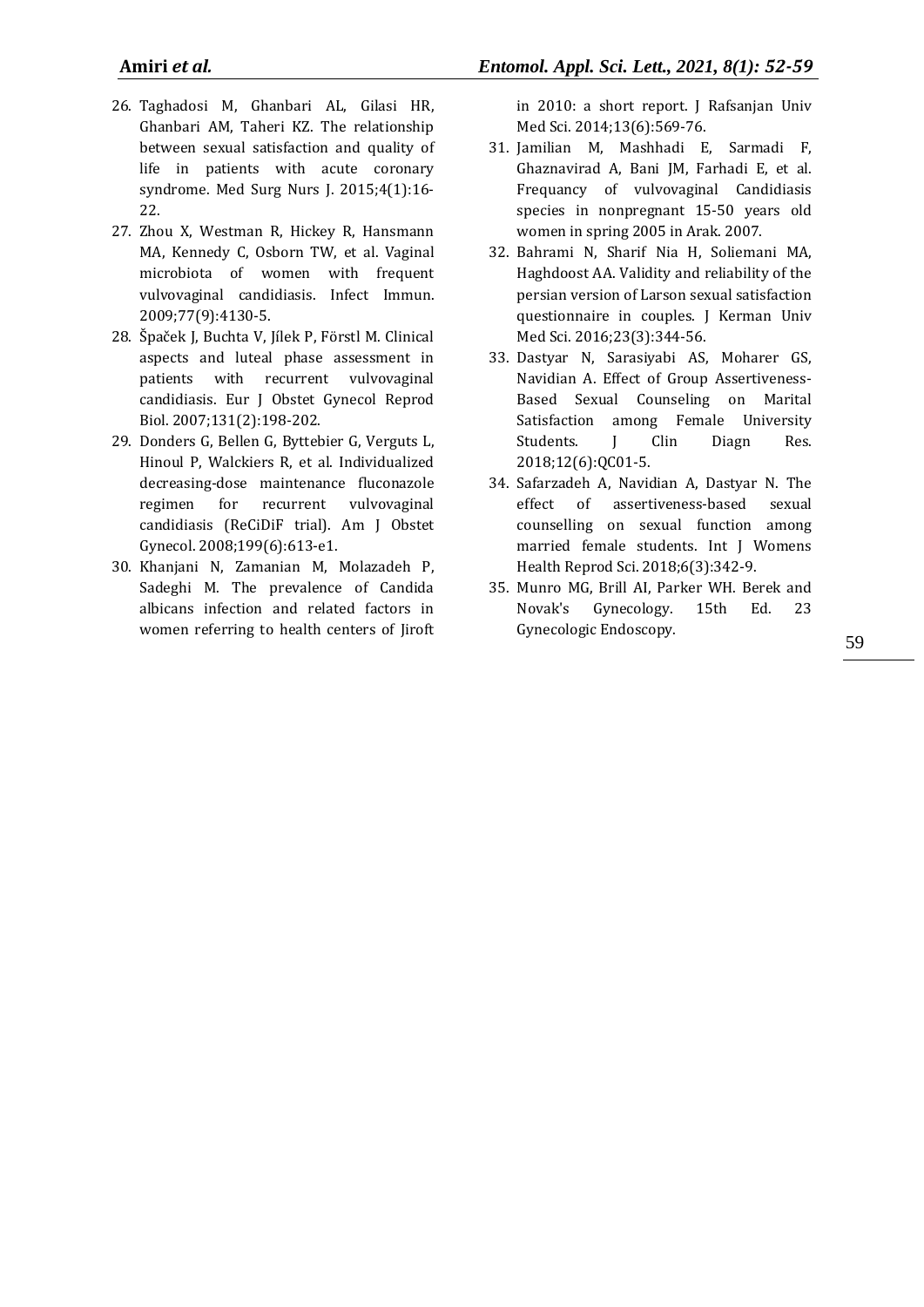26. Taghadosi M, Ghanbari AL, Gilasi HR, Ghanbari AM, Taheri KZ. The relationship between sexual satisfaction and quality of life in patients with acute coronary syndrome. Med Surg Nurs J. 2015;4(1):16-22.
27. Zhou X, Westman R, Hickey R, Hansmann MA, Kennedy C, Osborn TW, et al. Vaginal microbiota of women with frequent vulvovaginal candidiasis. Infect Immun. 2009;77(9):4130-5.
28. Špaček J, Buchta V, Jílek P, Förstl M. Clinical aspects and luteal phase assessment in patients with recurrent vulvovaginal candidiasis. Eur J Obstet Gynecol Reprod Biol. 2007;131(2):198-202.
29. Donders G, Bellen G, Byttebier G, Verguts L, Hinoul P, Walckiers R, et al. Individualized decreasing-dose maintenance fluconazole regimen for recurrent vulvovaginal candidiasis (ReCiDiF trial). Am J Obstet Gynecol. 2008;199(6):613-e1.
30. Khanjani N, Zamanian M, Molazadeh P, Sadeghi M. The prevalence of Candida albicans infection and related factors in women referring to health centers of Jiroft in 2010: a short report. J Rafsanjan Univ Med Sci. 2014;13(6):569-76.
31. Jamilian M, Mashhadi E, Sarmadi F, Ghaznavirad A, Bani JM, Farhadi E, et al. Frequancy of vulvovaginal Candidiasis species in nonpregnant 15-50 years old women in spring 2005 in Arak. 2007.
32. Bahrami N, Sharif Nia H, Soliemani MA, Haghdoost AA. Validity and reliability of the persian version of Larson sexual satisfaction questionnaire in couples. J Kerman Univ Med Sci. 2016;23(3):344-56.
33. Dastyar N, Sarasiyabi AS, Moharer GS, Navidian A. Effect of Group Assertiveness-Based Sexual Counseling on Marital Satisfaction among Female University Students. J Clin Diagn Res. 2018;12(6):QC01-5.
34. Safarzadeh A, Navidian A, Dastyar N. The effect of assertiveness-based sexual counselling on sexual function among married female students. Int J Womens Health Reprod Sci. 2018;6(3):342-9.
35. Munro MG, Brill AI, Parker WH. Berek and Novak's Gynecology. 15th Ed. 23 Gynecologic Endoscopy.